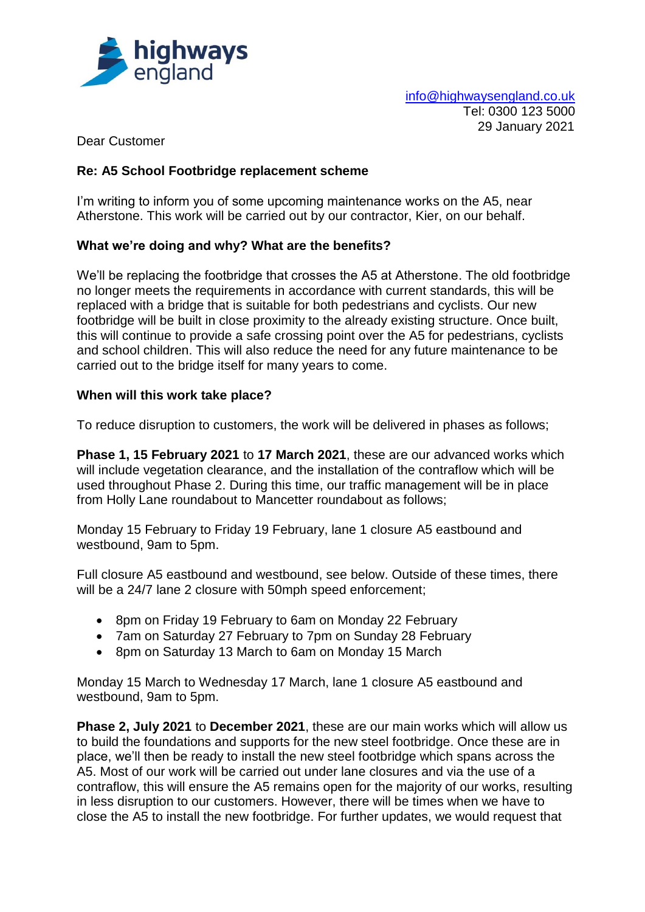highways england

info@highwaysengland.co.uk
Tel: 0300 123 5000
29 January 2021

Dear Customer

**Re: A5 School Footbridge replacement scheme**

I'm writing to inform you of some upcoming maintenance works on the A5, near Atherstone. This work will be carried out by our contractor, Kier, on our behalf.

**What we're doing and why? What are the benefits?**

We'll be replacing the footbridge that crosses the A5 at Atherstone. The old footbridge no longer meets the requirements in accordance with current standards, this will be replaced with a bridge that is suitable for both pedestrians and cyclists. Our new footbridge will be built in close proximity to the already existing structure. Once built, this will continue to provide a safe crossing point over the A5 for pedestrians, cyclists and school children. This will also reduce the need for any future maintenance to be carried out to the bridge itself for many years to come.

**When will this work take place?**

To reduce disruption to customers, the work will be delivered in phases as follows;

**Phase 1, 15 February 2021** to **17 March 2021**, these are our advanced works which will include vegetation clearance, and the installation of the contraflow which will be used throughout Phase 2. During this time, our traffic management will be in place from Holly Lane roundabout to Mancetter roundabout as follows;

Monday 15 February to Friday 19 February, lane 1 closure A5 eastbound and westbound, 9am to 5pm.

Full closure A5 eastbound and westbound, see below. Outside of these times, there will be a 24/7 lane 2 closure with 50mph speed enforcement;

- 8pm on Friday 19 February to 6am on Monday 22 February
- 7am on Saturday 27 February to 7pm on Sunday 28 February
- 8pm on Saturday 13 March to 6am on Monday 15 March

Monday 15 March to Wednesday 17 March, lane 1 closure A5 eastbound and westbound, 9am to 5pm.

**Phase 2, July 2021** to **December 2021**, these are our main works which will allow us to build the foundations and supports for the new steel footbridge. Once these are in place, we'll then be ready to install the new steel footbridge which spans across the A5. Most of our work will be carried out under lane closures and via the use of a contraflow, this will ensure the A5 remains open for the majority of our works, resulting in less disruption to our customers. However, there will be times when we have to close the A5 to install the new footbridge. For further updates, we would request that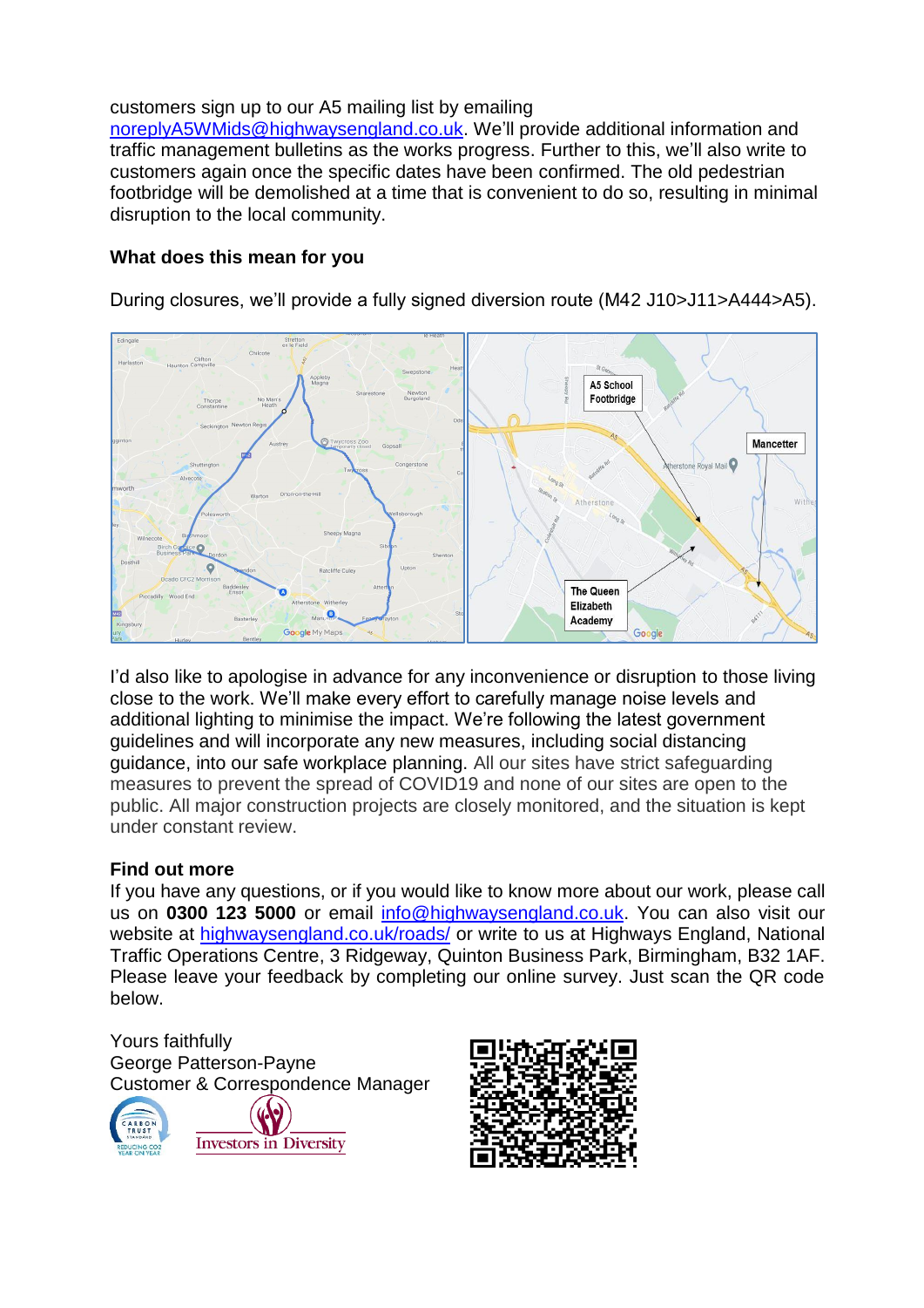customers sign up to our A5 mailing list by emailing noreplyA5WMids@highwaysengland.co.uk. We'll provide additional information and traffic management bulletins as the works progress. Further to this, we'll also write to customers again once the specific dates have been confirmed. The old pedestrian footbridge will be demolished at a time that is convenient to do so, resulting in minimal disruption to the local community.

**What does this mean for you**

During closures, we'll provide a fully signed diversion route (M42 J10>J11>A444>A5).

I'd also like to apologise in advance for any inconvenience or disruption to those living close to the work. We'll make every effort to carefully manage noise levels and additional lighting to minimise the impact. We're following the latest government guidelines and will incorporate any new measures, including social distancing guidance, into our safe workplace planning. All our sites have strict safeguarding measures to prevent the spread of COVID19 and none of our sites are open to the public. All major construction projects are closely monitored, and the situation is kept under constant review.

**Find out more**

If you have any questions, or if you would like to know more about our work, please call us on **0300 123 5000** or email info@highwaysengland.co.uk. You can also visit our website at highwaysengland.co.uk/roads/ or write to us at Highways England, National Traffic Operations Centre, 3 Ridgeway, Quinton Business Park, Birmingham, B32 1AF. Please leave your feedback by completing our online survey. Just scan the QR code below.

Yours faithfully

George Patterson-Payne

Customer & Correspondence Manager